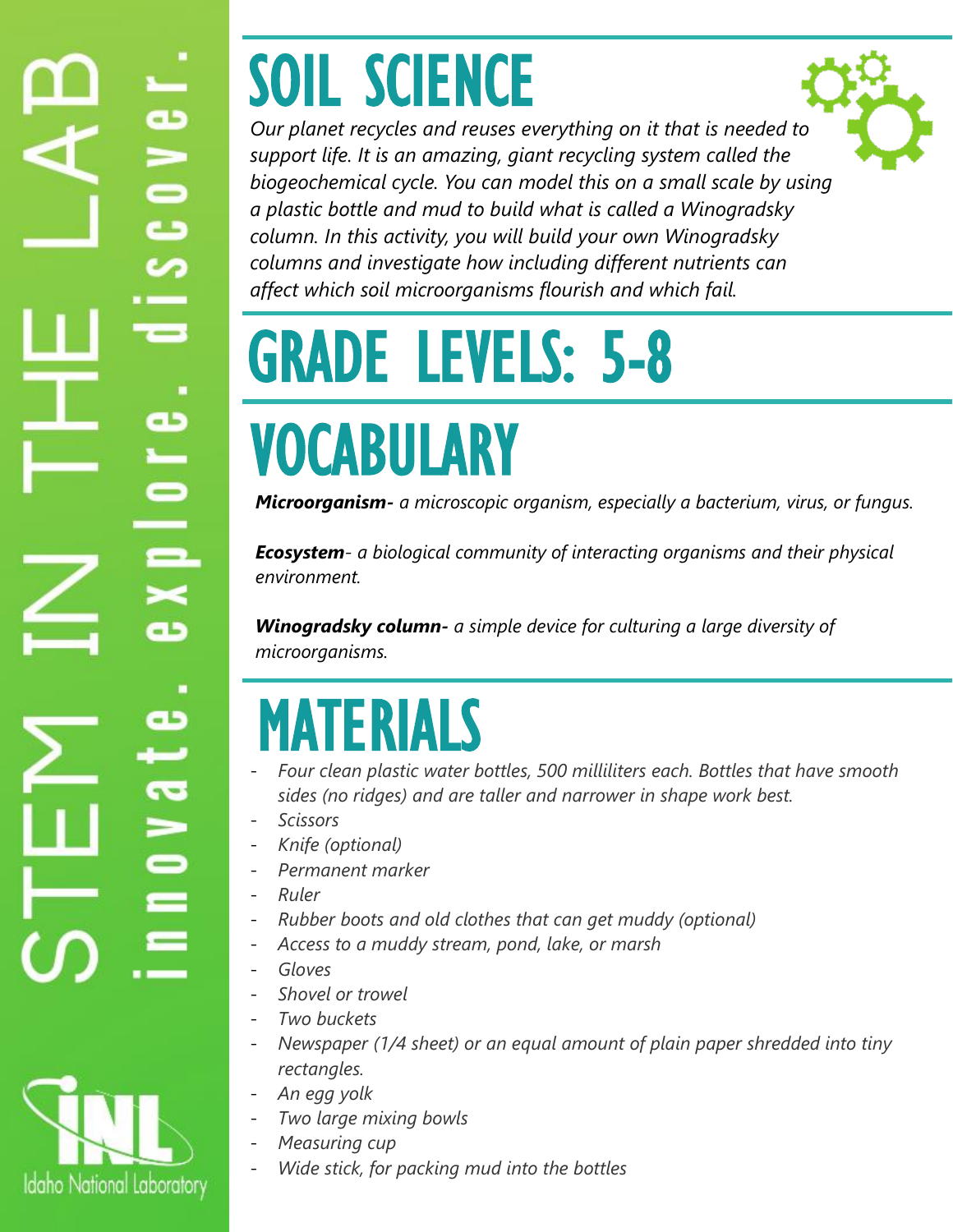# SOIL SCIENCE

*Our planet recycles and reuses everything on it that is needed to support life. It is an amazing, giant recycling system called the biogeochemical cycle. You can model this on a small scale by using a plastic bottle and mud to build what is called a Winogradsky column. In this activity, you will build your own Winogradsky columns and investigate how including different nutrients can affect which soil microorganisms flourish and which fail.*

# GRADE LEVELS: 5-8

# VOCABULARY

***Microorganism-*** *a microscopic organism, especially a bacterium, virus, or fungus.*

***Ecosystem****- a biological community of interacting organisms and their physical environment.*

***Winogradsky column-*** *a simple device for culturing a large diversity of microorganisms.*

# MATERIALS

- *Four clean plastic water bottles, 500 milliliters each. Bottles that have smooth sides (no ridges) and are taller and narrower in shape work best.*
- *Scissors*
- *Knife (optional)*
- *Permanent marker*
- *Ruler*
- *Rubber boots and old clothes that can get muddy (optional)*
- *Access to a muddy stream, pond, lake, or marsh*
- *Gloves*
- *Shovel or trowel*
- *Two buckets*
- *Newspaper (1/4 sheet) or an equal amount of plain paper shredded into tiny rectangles.*
- *An egg yolk*
- *Two large mixing bowls*
- *Measuring cup*
- *Wide stick, for packing mud into the bottles*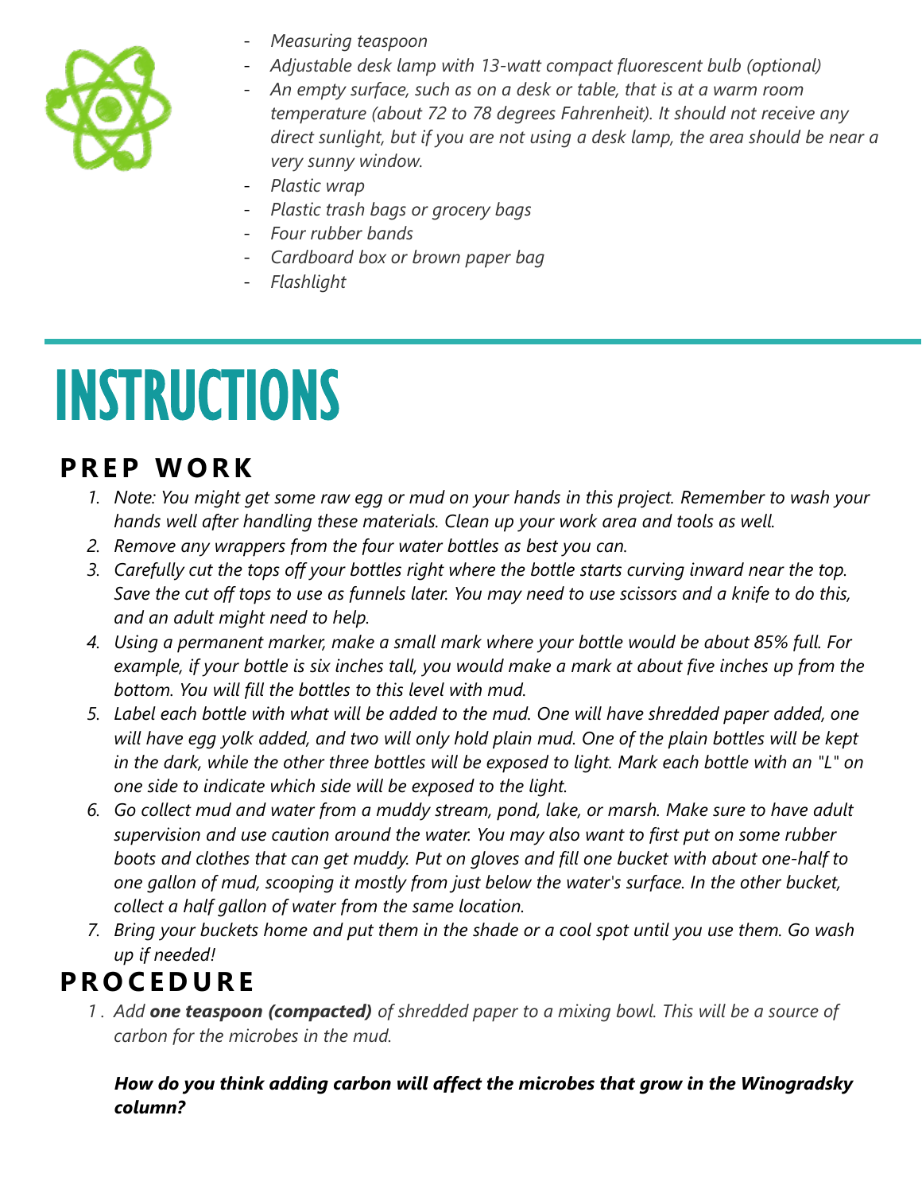- *Measuring teaspoon*
- *Adjustable desk lamp with 13-watt compact fluorescent bulb (optional)*
- *An empty surface, such as on a desk or table, that is at a warm room temperature (about 72 to 78 degrees Fahrenheit). It should not receive any direct sunlight, but if you are not using a desk lamp, the area should be near a very sunny window.*
- *Plastic wrap*
- *Plastic trash bags or grocery bags*
- *Four rubber bands*
- *Cardboard box or brown paper bag*
- *Flashlight*

# INSTRUCTIONS

## PREP WORK

1. *Note: You might get some raw egg or mud on your hands in this project. Remember to wash your hands well after handling these materials. Clean up your work area and tools as well.*
2. *Remove any wrappers from the four water bottles as best you can.*
3. *Carefully cut the tops off your bottles right where the bottle starts curving inward near the top. Save the cut off tops to use as funnels later. You may need to use scissors and a knife to do this, and an adult might need to help.*
4. *Using a permanent marker, make a small mark where your bottle would be about 85% full. For example, if your bottle is six inches tall, you would make a mark at about five inches up from the bottom. You will fill the bottles to this level with mud.*
5. *Label each bottle with what will be added to the mud. One will have shredded paper added, one will have egg yolk added, and two will only hold plain mud. One of the plain bottles will be kept in the dark, while the other three bottles will be exposed to light. Mark each bottle with an "L" on one side to indicate which side will be exposed to the light.*
6. *Go collect mud and water from a muddy stream, pond, lake, or marsh. Make sure to have adult supervision and use caution around the water. You may also want to first put on some rubber boots and clothes that can get muddy. Put on gloves and fill one bucket with about one-half to one gallon of mud, scooping it mostly from just below the water's surface. In the other bucket, collect a half gallon of water from the same location.*
7. *Bring your buckets home and put them in the shade or a cool spot until you use them. Go wash up if needed!*

## PROCEDURE

1. *Add **one teaspoon (compacted)** of shredded paper to a mixing bowl. This will be a source of carbon for the microbes in the mud.*

   ***How do you think adding carbon will affect the microbes that grow in the Winogradsky column?***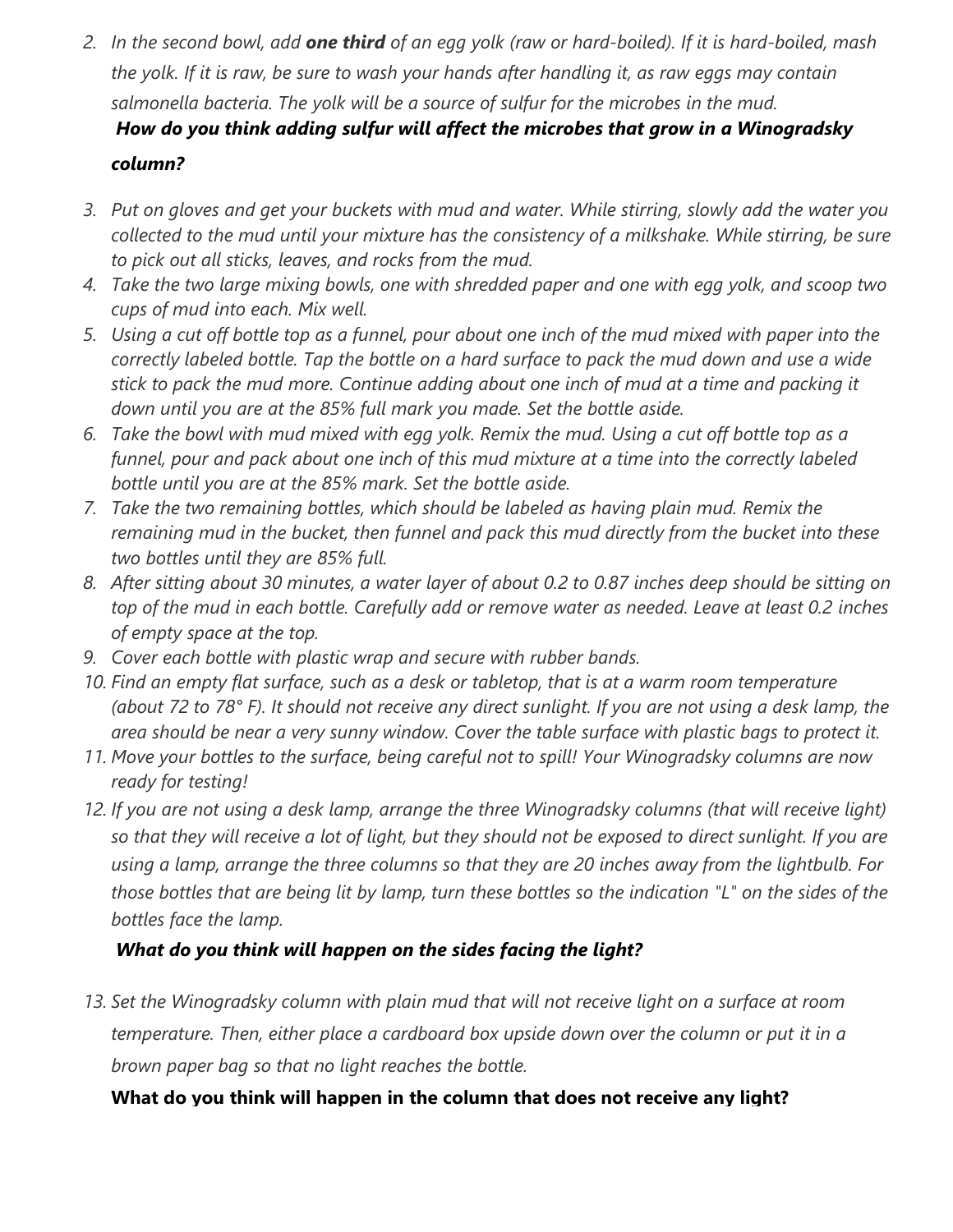2. *In the second bowl, add* ***one third*** *of an egg yolk (raw or hard-boiled). If it is hard-boiled, mash the yolk. If it is raw, be sure to wash your hands after handling it, as raw eggs may contain salmonella bacteria. The yolk will be a source of sulfur for the microbes in the mud.*

   ***How do you think adding sulfur will affect the microbes that grow in a Winogradsky column?***

3. *Put on gloves and get your buckets with mud and water. While stirring, slowly add the water you collected to the mud until your mixture has the consistency of a milkshake. While stirring, be sure to pick out all sticks, leaves, and rocks from the mud.*
4. *Take the two large mixing bowls, one with shredded paper and one with egg yolk, and scoop two cups of mud into each. Mix well.*
5. *Using a cut off bottle top as a funnel, pour about one inch of the mud mixed with paper into the correctly labeled bottle. Tap the bottle on a hard surface to pack the mud down and use a wide stick to pack the mud more. Continue adding about one inch of mud at a time and packing it down until you are at the 85% full mark you made. Set the bottle aside.*
6. *Take the bowl with mud mixed with egg yolk. Remix the mud. Using a cut off bottle top as a funnel, pour and pack about one inch of this mud mixture at a time into the correctly labeled bottle until you are at the 85% mark. Set the bottle aside.*
7. *Take the two remaining bottles, which should be labeled as having plain mud. Remix the remaining mud in the bucket, then funnel and pack this mud directly from the bucket into these two bottles until they are 85% full.*
8. *After sitting about 30 minutes, a water layer of about 0.2 to 0.87 inches deep should be sitting on top of the mud in each bottle. Carefully add or remove water as needed. Leave at least 0.2 inches of empty space at the top.*
9. *Cover each bottle with plastic wrap and secure with rubber bands.*
10. *Find an empty flat surface, such as a desk or tabletop, that is at a warm room temperature (about 72 to 78° F). It should not receive any direct sunlight. If you are not using a desk lamp, the area should be near a very sunny window. Cover the table surface with plastic bags to protect it.*
11. *Move your bottles to the surface, being careful not to spill! Your Winogradsky columns are now ready for testing!*
12. *If you are not using a desk lamp, arrange the three Winogradsky columns (that will receive light) so that they will receive a lot of light, but they should not be exposed to direct sunlight. If you are using a lamp, arrange the three columns so that they are 20 inches away from the lightbulb. For those bottles that are being lit by lamp, turn these bottles so the indication "L" on the sides of the bottles face the lamp.*

    ***What do you think will happen on the sides facing the light?***

13. *Set the Winogradsky column with plain mud that will not receive light on a surface at room temperature. Then, either place a cardboard box upside down over the column or put it in a brown paper bag so that no light reaches the bottle.*

    **What do you think will happen in the column that does not receive any light?**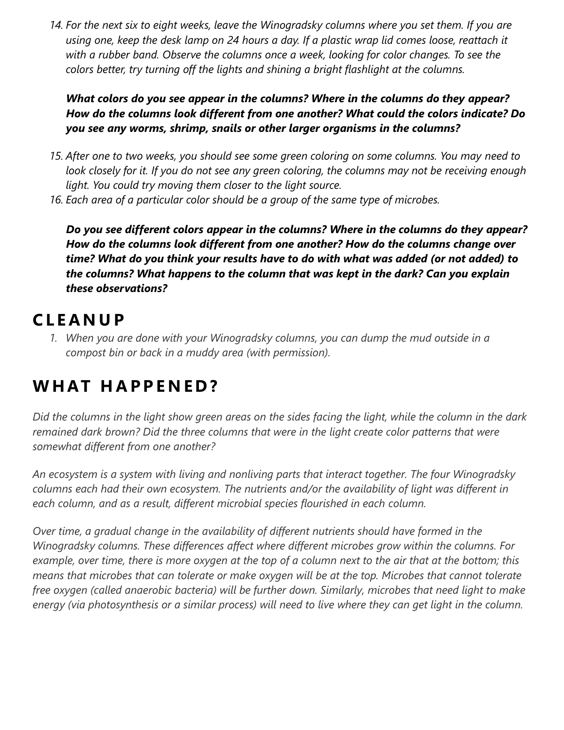14. *For the next six to eight weeks, leave the Winogradsky columns where you set them. If you are using one, keep the desk lamp on 24 hours a day. If a plastic wrap lid comes loose, reattach it with a rubber band. Observe the columns once a week, looking for color changes. To see the colors better, try turning off the lights and shining a bright flashlight at the columns.*

    ***What colors do you see appear in the columns? Where in the columns do they appear? How do the columns look different from one another? What could the colors indicate? Do you see any worms, shrimp, snails or other larger organisms in the columns?***

15. *After one to two weeks, you should see some green coloring on some columns. You may need to look closely for it. If you do not see any green coloring, the columns may not be receiving enough light. You could try moving them closer to the light source.*
16. *Each area of a particular color should be a group of the same type of microbes.*

    ***Do you see different colors appear in the columns? Where in the columns do they appear? How do the columns look different from one another? How do the columns change over time? What do you think your results have to do with what was added (or not added) to the columns? What happens to the column that was kept in the dark? Can you explain these observations?***

## CLEANUP

1. *When you are done with your Winogradsky columns, you can dump the mud outside in a compost bin or back in a muddy area (with permission).*

## WHAT HAPPENED?

*Did the columns in the light show green areas on the sides facing the light, while the column in the dark remained dark brown? Did the three columns that were in the light create color patterns that were somewhat different from one another?*

*An ecosystem is a system with living and nonliving parts that interact together. The four Winogradsky columns each had their own ecosystem. The nutrients and/or the availability of light was different in each column, and as a result, different microbial species flourished in each column.*

*Over time, a gradual change in the availability of different nutrients should have formed in the Winogradsky columns. These differences affect where different microbes grow within the columns. For example, over time, there is more oxygen at the top of a column next to the air that at the bottom; this means that microbes that can tolerate or make oxygen will be at the top. Microbes that cannot tolerate free oxygen (called anaerobic bacteria) will be further down. Similarly, microbes that need light to make energy (via photosynthesis or a similar process) will need to live where they can get light in the column.*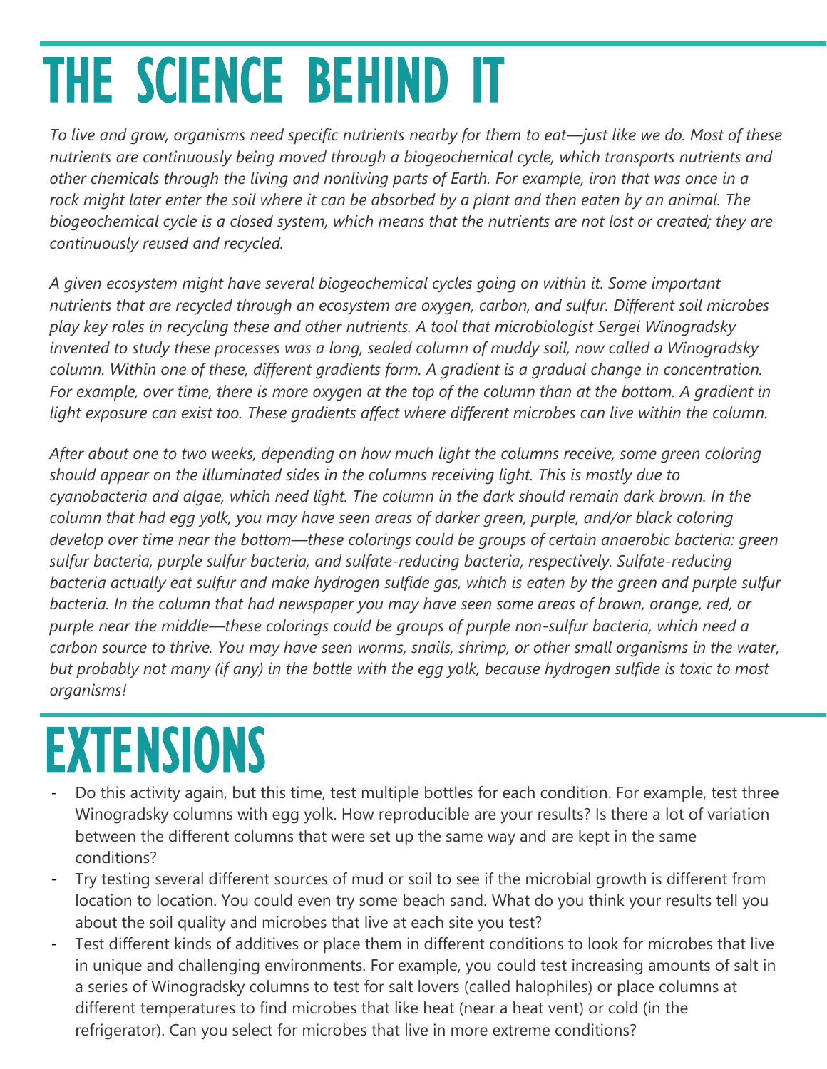# THE SCIENCE BEHIND IT

*To live and grow, organisms need specific nutrients nearby for them to eat—just like we do. Most of these nutrients are continuously being moved through a biogeochemical cycle, which transports nutrients and other chemicals through the living and nonliving parts of Earth. For example, iron that was once in a rock might later enter the soil where it can be absorbed by a plant and then eaten by an animal. The biogeochemical cycle is a closed system, which means that the nutrients are not lost or created; they are continuously reused and recycled.*

*A given ecosystem might have several biogeochemical cycles going on within it. Some important nutrients that are recycled through an ecosystem are oxygen, carbon, and sulfur. Different soil microbes play key roles in recycling these and other nutrients. A tool that microbiologist Sergei Winogradsky invented to study these processes was a long, sealed column of muddy soil, now called a Winogradsky column. Within one of these, different gradients form. A gradient is a gradual change in concentration. For example, over time, there is more oxygen at the top of the column than at the bottom. A gradient in light exposure can exist too. These gradients affect where different microbes can live within the column.*

*After about one to two weeks, depending on how much light the columns receive, some green coloring should appear on the illuminated sides in the columns receiving light. This is mostly due to cyanobacteria and algae, which need light. The column in the dark should remain dark brown. In the column that had egg yolk, you may have seen areas of darker green, purple, and/or black coloring develop over time near the bottom—these colorings could be groups of certain anaerobic bacteria: green sulfur bacteria, purple sulfur bacteria, and sulfate-reducing bacteria, respectively. Sulfate-reducing bacteria actually eat sulfur and make hydrogen sulfide gas, which is eaten by the green and purple sulfur bacteria. In the column that had newspaper you may have seen some areas of brown, orange, red, or purple near the middle—these colorings could be groups of purple non-sulfur bacteria, which need a carbon source to thrive. You may have seen worms, snails, shrimp, or other small organisms in the water, but probably not many (if any) in the bottle with the egg yolk, because hydrogen sulfide is toxic to most organisms!*

# EXTENSIONS

- Do this activity again, but this time, test multiple bottles for each condition. For example, test three Winogradsky columns with egg yolk. How reproducible are your results? Is there a lot of variation between the different columns that were set up the same way and are kept in the same conditions?
- Try testing several different sources of mud or soil to see if the microbial growth is different from location to location. You could even try some beach sand. What do you think your results tell you about the soil quality and microbes that live at each site you test?
- Test different kinds of additives or place them in different conditions to look for microbes that live in unique and challenging environments. For example, you could test increasing amounts of salt in a series of Winogradsky columns to test for salt lovers (called halophiles) or place columns at different temperatures to find microbes that like heat (near a heat vent) or cold (in the refrigerator). Can you select for microbes that live in more extreme conditions?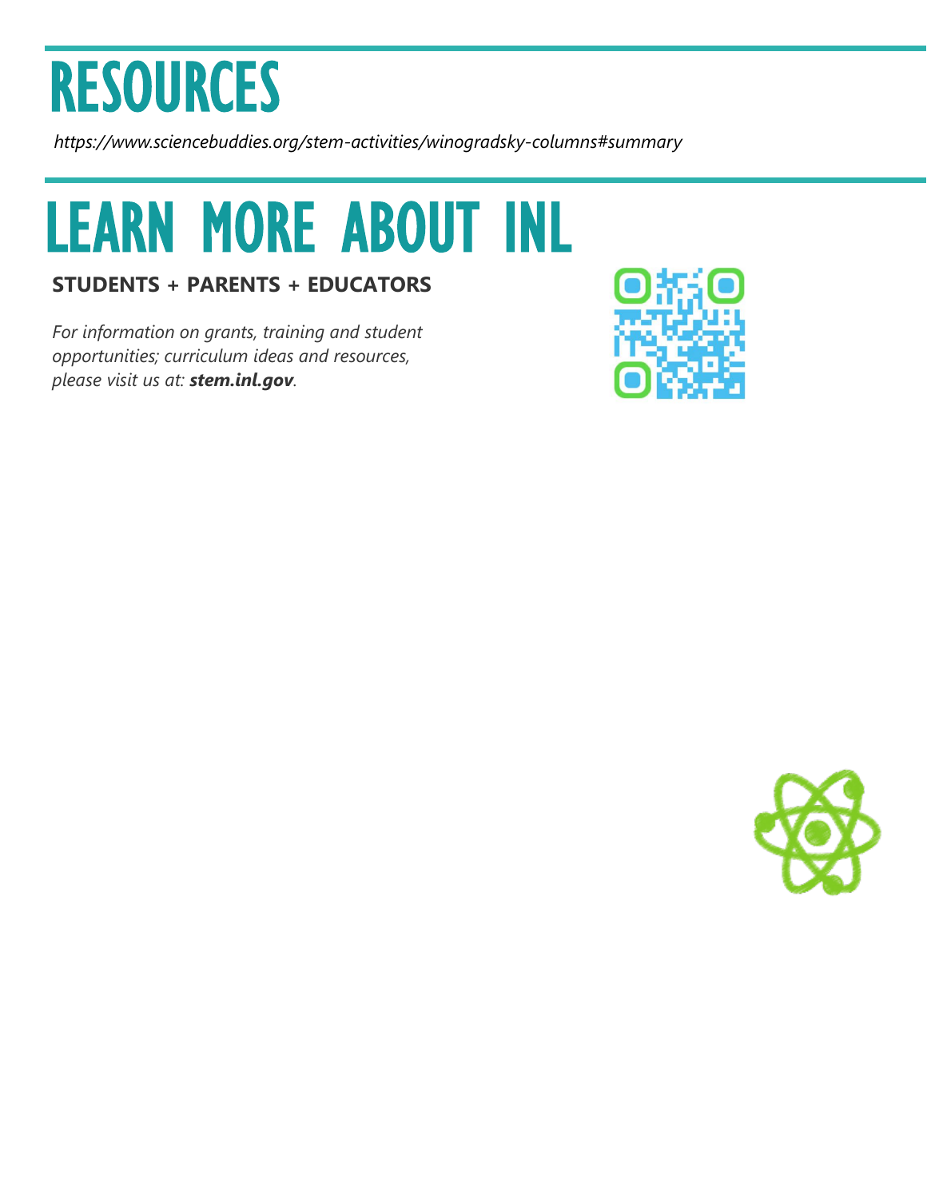# RESOURCES

*https://www.sciencebuddies.org/stem-activities/winogradsky-columns#summary*

# LEARN MORE ABOUT INL

**STUDENTS + PARENTS + EDUCATORS**

*For information on grants, training and student opportunities; curriculum ideas and resources, please visit us at:* ***stem.inl.gov****.*